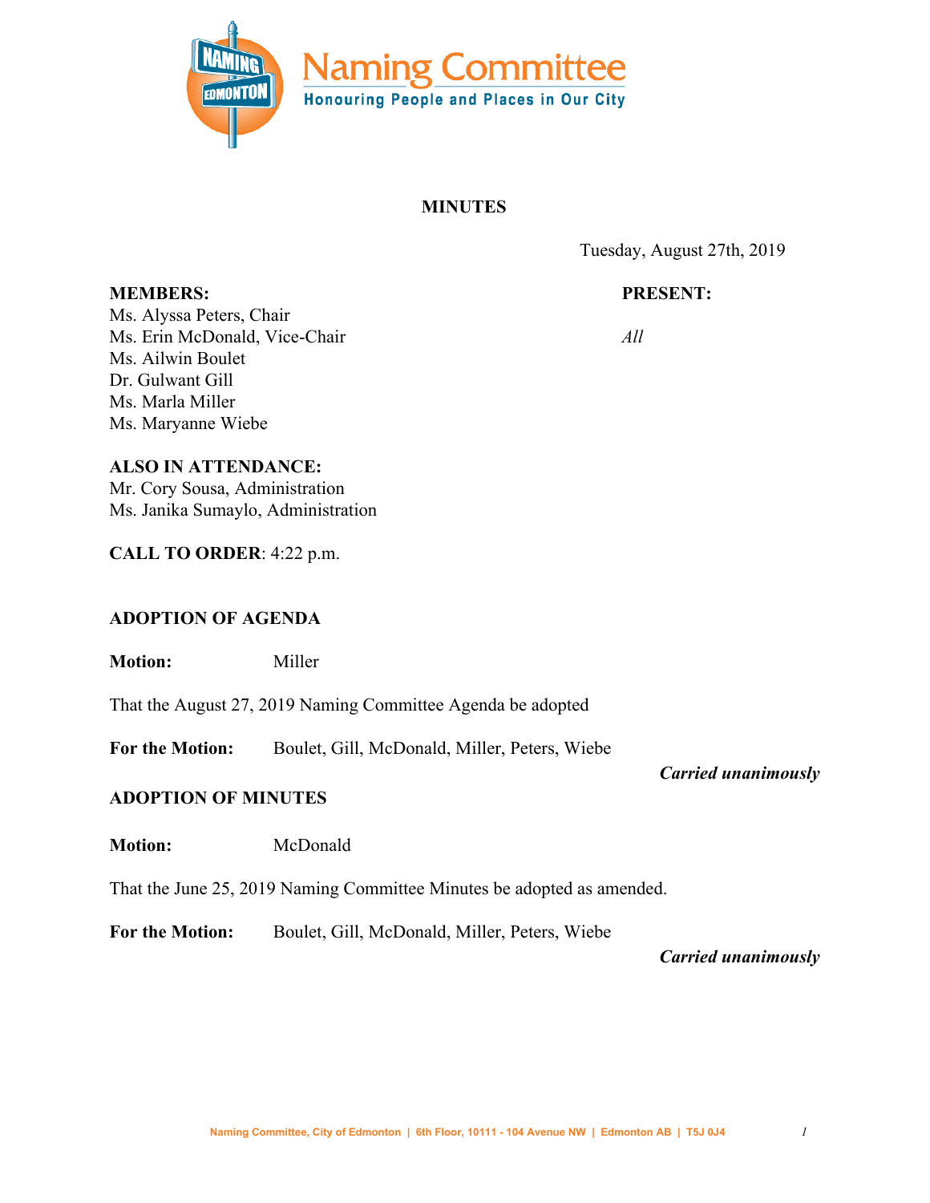# Naming Committee

**Honouring People and Places in Our City**

## MINUTES

Tuesday, August 27th, 2019

**MEMBERS:**
Ms. Alyssa Peters, Chair
Ms. Erin McDonald, Vice-Chair
Ms. Ailwin Boulet
Dr. Gulwant Gill
Ms. Marla Miller
Ms. Maryanne Wiebe

**PRESENT:**
*All*

**ALSO IN ATTENDANCE:**
Mr. Cory Sousa, Administration
Ms. Janika Sumaylo, Administration

**CALL TO ORDER**: 4:22 p.m.

### ADOPTION OF AGENDA

**Motion:** Miller

That the August 27, 2019 Naming Committee Agenda be adopted

**For the Motion:** Boulet, Gill, McDonald, Miller, Peters, Wiebe

***Carried unanimously***

### ADOPTION OF MINUTES

**Motion:** McDonald

That the June 25, 2019 Naming Committee Minutes be adopted as amended.

**For the Motion:** Boulet, Gill, McDonald, Miller, Peters, Wiebe

***Carried unanimously***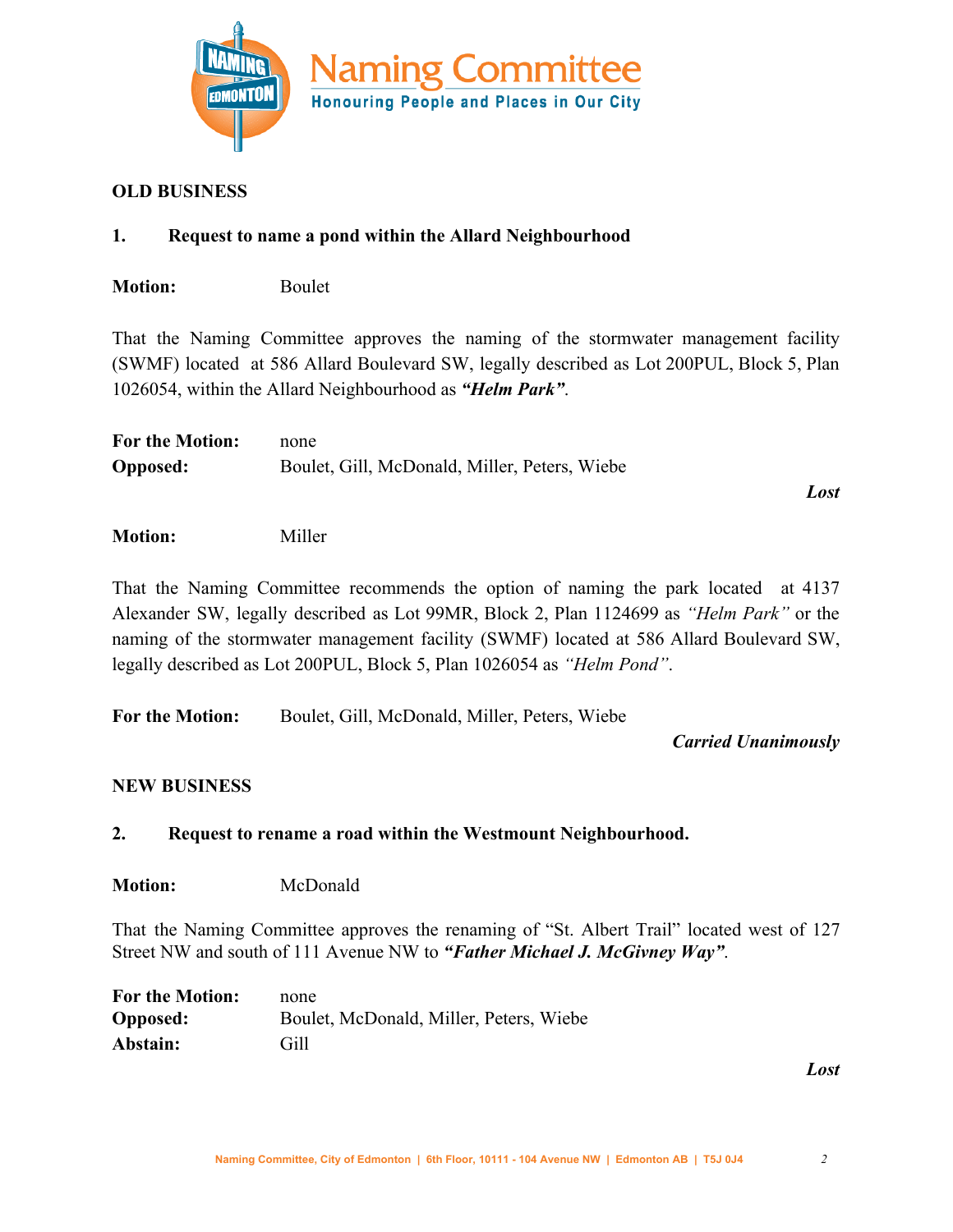**OLD BUSINESS**

**1. Request to name a pond within the Allard Neighbourhood**

**Motion:** Boulet

That the Naming Committee approves the naming of the stormwater management facility (SWMF) located at 586 Allard Boulevard SW, legally described as Lot 200PUL, Block 5, Plan 1026054, within the Allard Neighbourhood as ***"Helm Park"***.

**For the Motion:** none
**Opposed:** Boulet, Gill, McDonald, Miller, Peters, Wiebe

***Lost***

**Motion:** Miller

That the Naming Committee recommends the option of naming the park located at 4137 Alexander SW, legally described as Lot 99MR, Block 2, Plan 1124699 as *"Helm Park"* or the naming of the stormwater management facility (SWMF) located at 586 Allard Boulevard SW, legally described as Lot 200PUL, Block 5, Plan 1026054 as *"Helm Pond"*.

**For the Motion:** Boulet, Gill, McDonald, Miller, Peters, Wiebe

***Carried Unanimously***

**NEW BUSINESS**

**2. Request to rename a road within the Westmount Neighbourhood.**

**Motion:** McDonald

That the Naming Committee approves the renaming of "St. Albert Trail" located west of 127 Street NW and south of 111 Avenue NW to ***"Father Michael J. McGivney Way"***.

**For the Motion:** none
**Opposed:** Boulet, McDonald, Miller, Peters, Wiebe
**Abstain:** Gill

***Lost***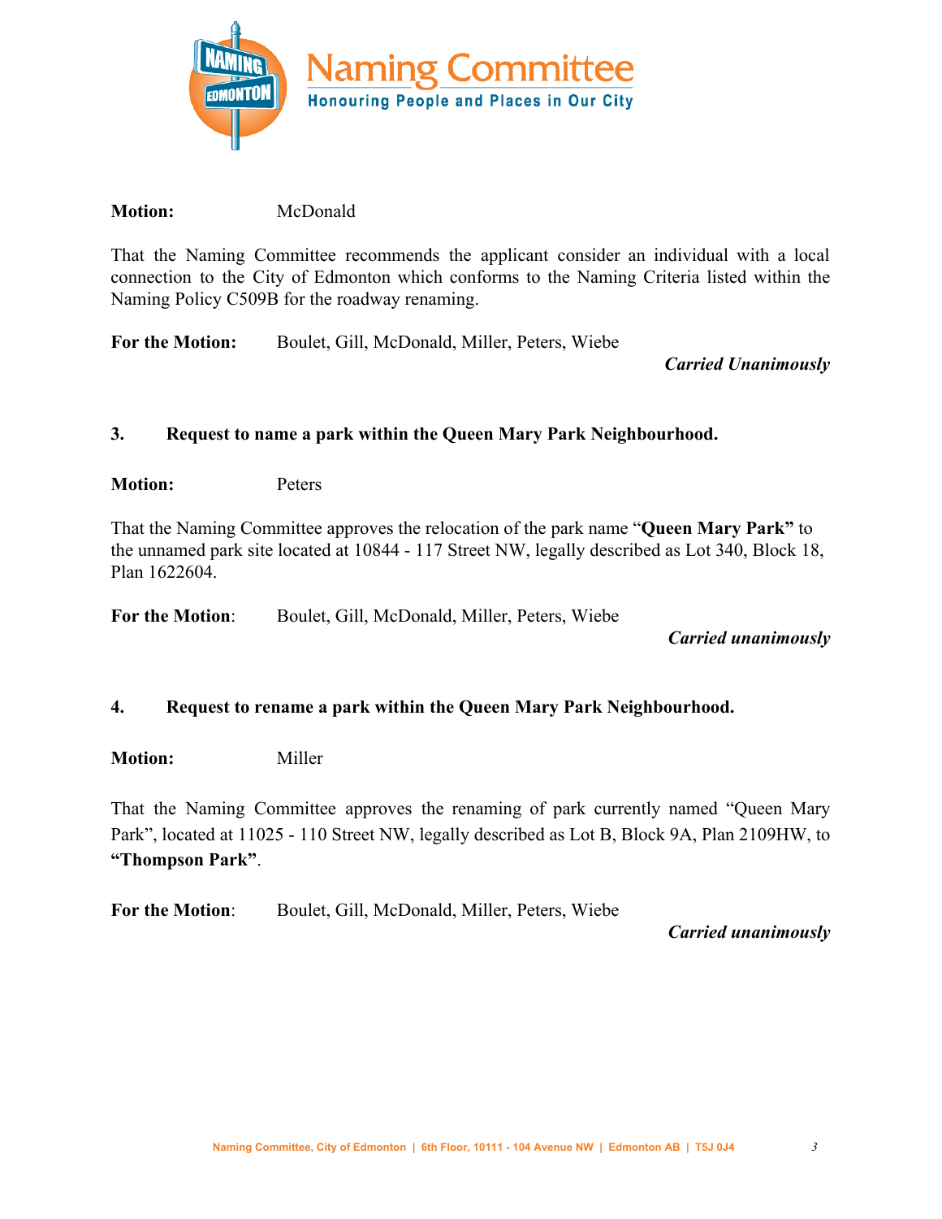**Motion:** McDonald

That the Naming Committee recommends the applicant consider an individual with a local connection to the City of Edmonton which conforms to the Naming Criteria listed within the Naming Policy C509B for the roadway renaming.

**For the Motion:** Boulet, Gill, McDonald, Miller, Peters, Wiebe

***Carried Unanimously***

### 3. Request to name a park within the Queen Mary Park Neighbourhood.

**Motion:** Peters

That the Naming Committee approves the relocation of the park name "**Queen Mary Park"** to the unnamed park site located at 10844 - 117 Street NW, legally described as Lot 340, Block 18, Plan 1622604.

**For the Motion**: Boulet, Gill, McDonald, Miller, Peters, Wiebe

***Carried unanimously***

### 4. Request to rename a park within the Queen Mary Park Neighbourhood.

**Motion:** Miller

That the Naming Committee approves the renaming of park currently named "Queen Mary Park", located at 11025 - 110 Street NW, legally described as Lot B, Block 9A, Plan 2109HW, to **"Thompson Park"**.

**For the Motion**: Boulet, Gill, McDonald, Miller, Peters, Wiebe

***Carried unanimously***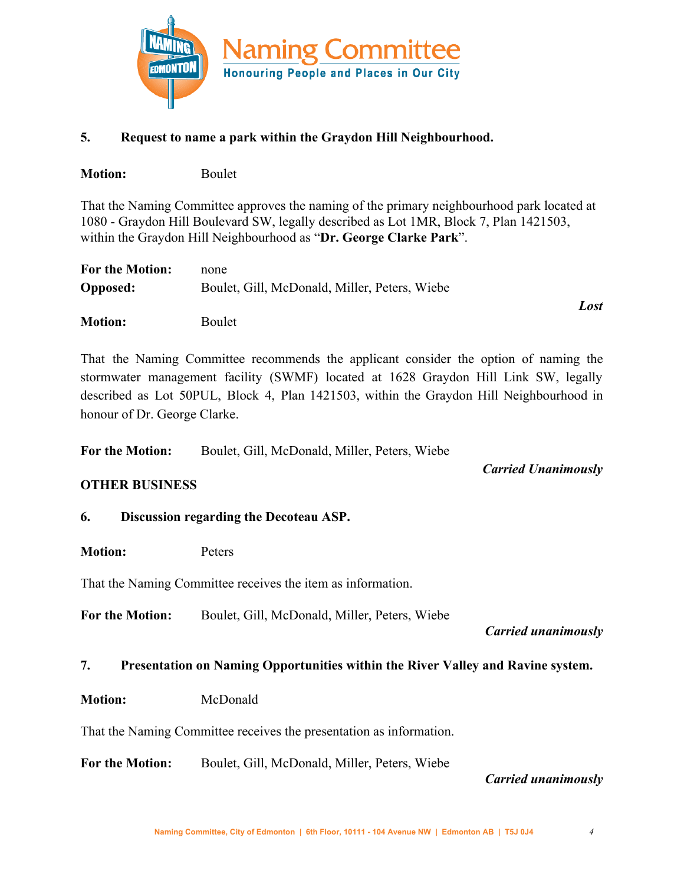**5. Request to name a park within the Graydon Hill Neighbourhood.**

**Motion:** Boulet

That the Naming Committee approves the naming of the primary neighbourhood park located at 1080 - Graydon Hill Boulevard SW, legally described as Lot 1MR, Block 7, Plan 1421503, within the Graydon Hill Neighbourhood as "**Dr. George Clarke Park**".

**For the Motion:** none
**Opposed:** Boulet, Gill, McDonald, Miller, Peters, Wiebe

***Lost***

**Motion:** Boulet

That the Naming Committee recommends the applicant consider the option of naming the stormwater management facility (SWMF) located at 1628 Graydon Hill Link SW, legally described as Lot 50PUL, Block 4, Plan 1421503, within the Graydon Hill Neighbourhood in honour of Dr. George Clarke.

**For the Motion:** Boulet, Gill, McDonald, Miller, Peters, Wiebe

***Carried Unanimously***

**OTHER BUSINESS**

**6. Discussion regarding the Decoteau ASP.**

**Motion:** Peters

That the Naming Committee receives the item as information.

**For the Motion:** Boulet, Gill, McDonald, Miller, Peters, Wiebe

***Carried unanimously***

**7. Presentation on Naming Opportunities within the River Valley and Ravine system.**

**Motion:** McDonald

That the Naming Committee receives the presentation as information.

**For the Motion:** Boulet, Gill, McDonald, Miller, Peters, Wiebe

***Carried unanimously***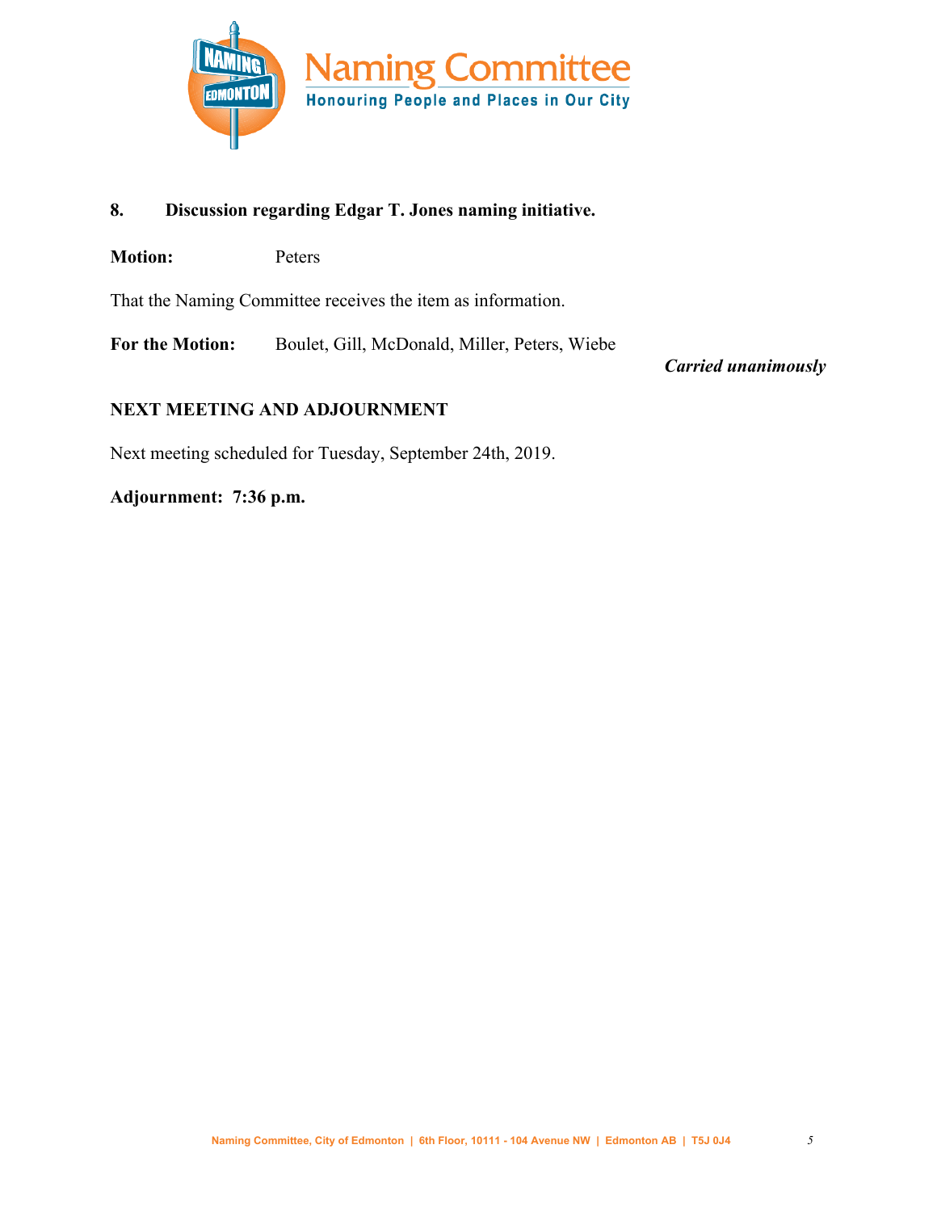**8. Discussion regarding Edgar T. Jones naming initiative.**

**Motion:** Peters

That the Naming Committee receives the item as information.

**For the Motion:** Boulet, Gill, McDonald, Miller, Peters, Wiebe

***Carried unanimously***

**NEXT MEETING AND ADJOURNMENT**

Next meeting scheduled for Tuesday, September 24th, 2019.

**Adjournment: 7:36 p.m.**